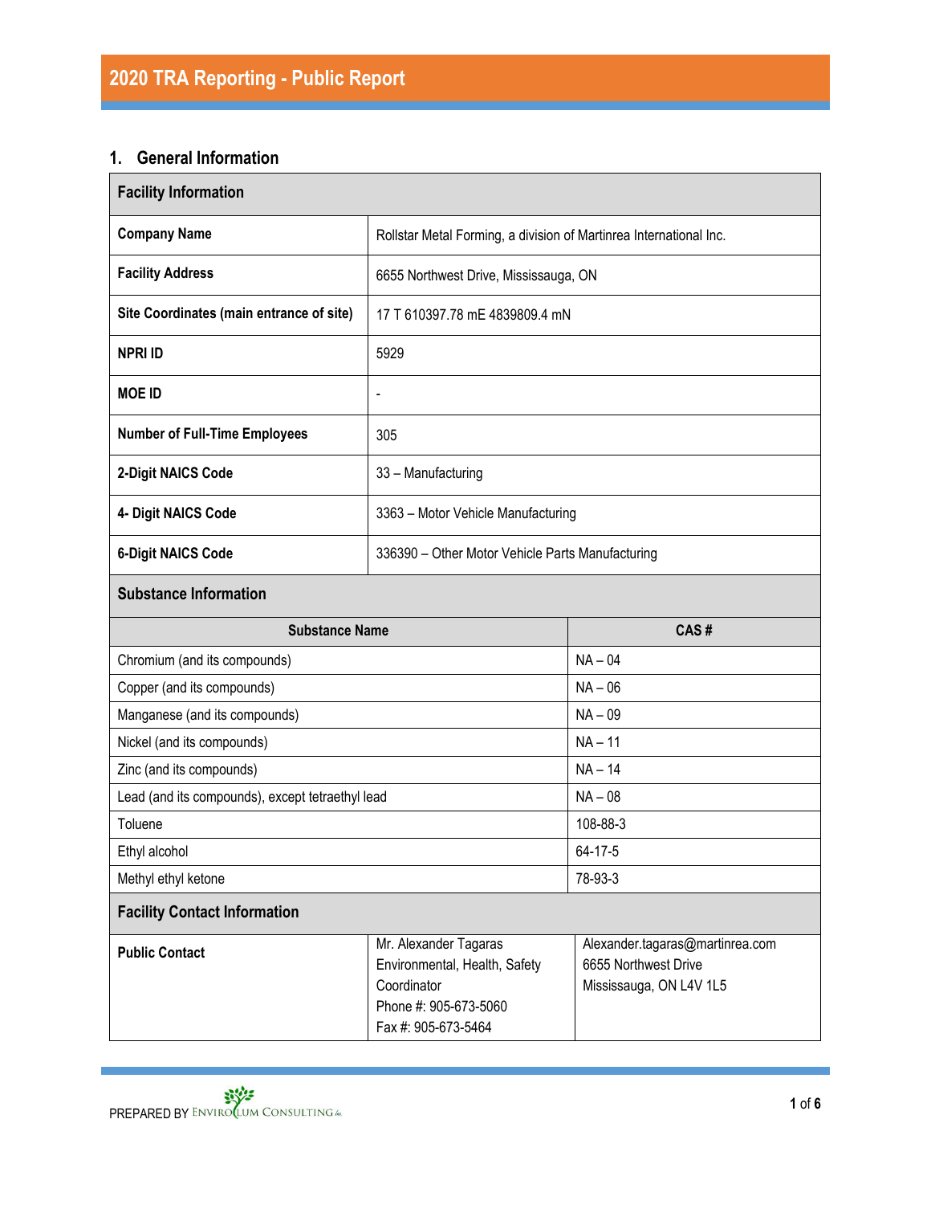# 2020 TRA Reporting - Public Report

## 1. General Information

| Facility Information | |
|---|---|
| **Company Name** | Rollstar Metal Forming, a division of Martinrea International Inc. |
| **Facility Address** | 6655 Northwest Drive, Mississauga, ON |
| **Site Coordinates (main entrance of site)** | 17 T 610397.78 mE 4839809.4 mN |
| **NPRI ID** | 5929 |
| **MOE ID** | - |
| **Number of Full-Time Employees** | 305 |
| **2-Digit NAICS Code** | 33 – Manufacturing |
| **4- Digit NAICS Code** | 3363 – Motor Vehicle Manufacturing |
| **6-Digit NAICS Code** | 336390 – Other Motor Vehicle Parts Manufacturing |

**Substance Information**

| Substance Name | CAS # |
|---|---|
| Chromium (and its compounds) | NA – 04 |
| Copper (and its compounds) | NA – 06 |
| Manganese (and its compounds) | NA – 09 |
| Nickel (and its compounds) | NA – 11 |
| Zinc (and its compounds) | NA – 14 |
| Lead (and its compounds), except tetraethyl lead | NA – 08 |
| Toluene | 108-88-3 |
| Ethyl alcohol | 64-17-5 |
| Methyl ethyl ketone | 78-93-3 |

**Facility Contact Information**

| | | |
|---|---|---|
| **Public Contact** | Mr. Alexander Tagaras<br>Environmental, Health, Safety Coordinator<br>Phone #: 905-673-5060<br>Fax #: 905-673-5464 | Alexander.tagaras@martinrea.com<br>6655 Northwest Drive<br>Mississauga, ON L4V 1L5 |

PREPARED BY ENVIROCLUM CONSULTING Inc.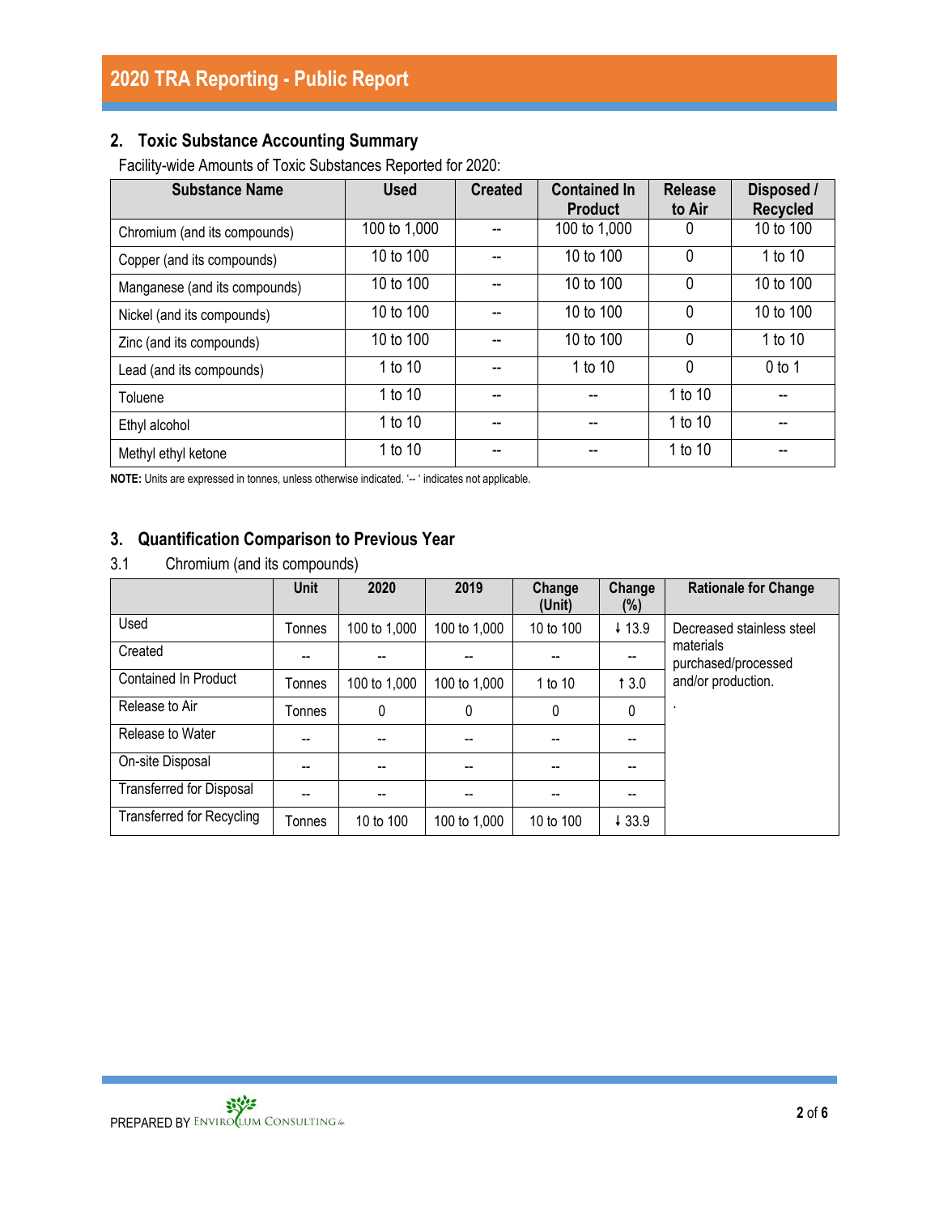## 2. Toxic Substance Accounting Summary

Facility-wide Amounts of Toxic Substances Reported for 2020:

| Substance Name | Used | Created | Contained In Product | Release to Air | Disposed / Recycled |
|---|---|---|---|---|---|
| Chromium (and its compounds) | 100 to 1,000 | -- | 100 to 1,000 | 0 | 10 to 100 |
| Copper (and its compounds) | 10 to 100 | -- | 10 to 100 | 0 | 1 to 10 |
| Manganese (and its compounds) | 10 to 100 | -- | 10 to 100 | 0 | 10 to 100 |
| Nickel (and its compounds) | 10 to 100 | -- | 10 to 100 | 0 | 10 to 100 |
| Zinc (and its compounds) | 10 to 100 | -- | 10 to 100 | 0 | 1 to 10 |
| Lead (and its compounds) | 1 to 10 | -- | 1 to 10 | 0 | 0 to 1 |
| Toluene | 1 to 10 | -- | -- | 1 to 10 | -- |
| Ethyl alcohol | 1 to 10 | -- | -- | 1 to 10 | -- |
| Methyl ethyl ketone | 1 to 10 | -- | -- | 1 to 10 | -- |

**NOTE:** Units are expressed in tonnes, unless otherwise indicated. '-- ' indicates not applicable.

## 3. Quantification Comparison to Previous Year

### 3.1 Chromium (and its compounds)

| | Unit | 2020 | 2019 | Change (Unit) | Change (%) | Rationale for Change |
|---|---|---|---|---|---|---|
| Used | Tonnes | 100 to 1,000 | 100 to 1,000 | 10 to 100 | ↓ 13.9 | Decreased stainless steel materials purchased/processed and/or production. |
| Created | -- | -- | -- | -- | -- | |
| Contained In Product | Tonnes | 100 to 1,000 | 100 to 1,000 | 1 to 10 | ↑ 3.0 | |
| Release to Air | Tonnes | 0 | 0 | 0 | 0 | . |
| Release to Water | -- | -- | -- | -- | -- | |
| On-site Disposal | -- | -- | -- | -- | -- | |
| Transferred for Disposal | -- | -- | -- | -- | -- | |
| Transferred for Recycling | Tonnes | 10 to 100 | 100 to 1,000 | 10 to 100 | ↓ 33.9 | |

PREPARED BY ENVIROCLUM CONSULTING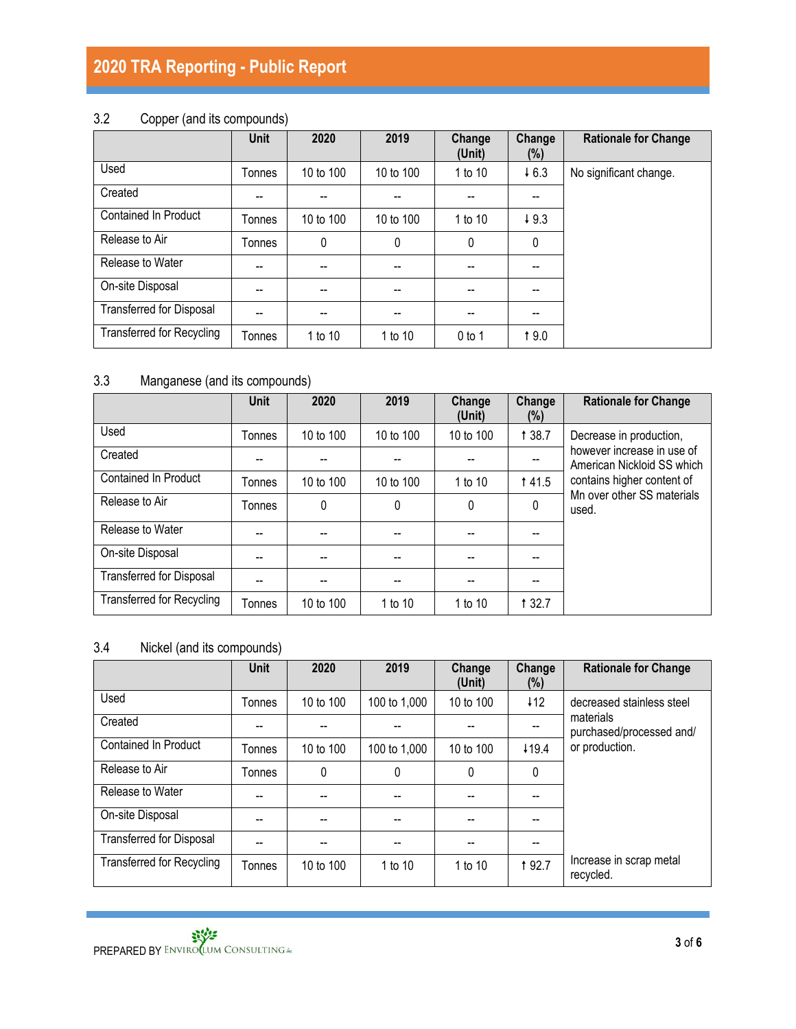### 3.2 Copper (and its compounds)

| | Unit | 2020 | 2019 | Change (Unit) | Change (%) | Rationale for Change |
|---|---|---|---|---|---|---|
| Used | Tonnes | 10 to 100 | 10 to 100 | 1 to 10 | ↓ 6.3 | No significant change. |
| Created | -- | -- | -- | -- | -- | |
| Contained In Product | Tonnes | 10 to 100 | 10 to 100 | 1 to 10 | ↓ 9.3 | |
| Release to Air | Tonnes | 0 | 0 | 0 | 0 | |
| Release to Water | -- | -- | -- | -- | -- | |
| On-site Disposal | -- | -- | -- | -- | -- | |
| Transferred for Disposal | -- | -- | -- | -- | -- | |
| Transferred for Recycling | Tonnes | 1 to 10 | 1 to 10 | 0 to 1 | ↑ 9.0 | |

### 3.3 Manganese (and its compounds)

| | Unit | 2020 | 2019 | Change (Unit) | Change (%) | Rationale for Change |
|---|---|---|---|---|---|---|
| Used | Tonnes | 10 to 100 | 10 to 100 | 10 to 100 | ↑ 38.7 | Decrease in production, however increase in use of American Nickloid SS which contains higher content of Mn over other SS materials used. |
| Created | -- | -- | -- | -- | -- | |
| Contained In Product | Tonnes | 10 to 100 | 10 to 100 | 1 to 10 | ↑ 41.5 | |
| Release to Air | Tonnes | 0 | 0 | 0 | 0 | |
| Release to Water | -- | -- | -- | -- | -- | |
| On-site Disposal | -- | -- | -- | -- | -- | |
| Transferred for Disposal | -- | -- | -- | -- | -- | |
| Transferred for Recycling | Tonnes | 10 to 100 | 1 to 10 | 1 to 10 | ↑ 32.7 | |

### 3.4 Nickel (and its compounds)

| | Unit | 2020 | 2019 | Change (Unit) | Change (%) | Rationale for Change |
|---|---|---|---|---|---|---|
| Used | Tonnes | 10 to 100 | 100 to 1,000 | 10 to 100 | ↓12 | decreased stainless steel materials purchased/processed and/ or production. |
| Created | -- | -- | -- | -- | -- | |
| Contained In Product | Tonnes | 10 to 100 | 100 to 1,000 | 10 to 100 | ↓19.4 | |
| Release to Air | Tonnes | 0 | 0 | 0 | 0 | |
| Release to Water | -- | -- | -- | -- | -- | |
| On-site Disposal | -- | -- | -- | -- | -- | |
| Transferred for Disposal | -- | -- | -- | -- | -- | |
| Transferred for Recycling | Tonnes | 10 to 100 | 1 to 10 | 1 to 10 | ↑ 92.7 | Increase in scrap metal recycled. |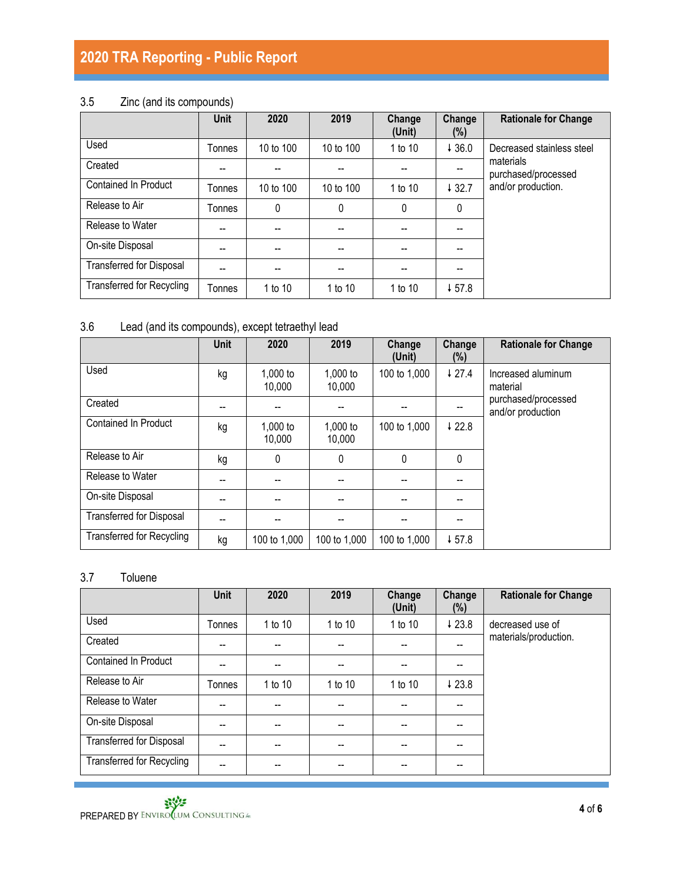### 3.5 Zinc (and its compounds)

| | Unit | 2020 | 2019 | Change (Unit) | Change (%) | Rationale for Change |
|---|---|---|---|---|---|---|
| Used | Tonnes | 10 to 100 | 10 to 100 | 1 to 10 | ↓ 36.0 | Decreased stainless steel materials purchased/processed and/or production. |
| Created | -- | -- | -- | -- | -- | |
| Contained In Product | Tonnes | 10 to 100 | 10 to 100 | 1 to 10 | ↓ 32.7 | |
| Release to Air | Tonnes | 0 | 0 | 0 | 0 | |
| Release to Water | -- | -- | -- | -- | -- | |
| On-site Disposal | -- | -- | -- | -- | -- | |
| Transferred for Disposal | -- | -- | -- | -- | -- | |
| Transferred for Recycling | Tonnes | 1 to 10 | 1 to 10 | 1 to 10 | ↓ 57.8 | |

### 3.6 Lead (and its compounds), except tetraethyl lead

| | Unit | 2020 | 2019 | Change (Unit) | Change (%) | Rationale for Change |
|---|---|---|---|---|---|---|
| Used | kg | 1,000 to 10,000 | 1,000 to 10,000 | 100 to 1,000 | ↓ 27.4 | Increased aluminum material purchased/processed and/or production |
| Created | -- | -- | -- | -- | -- | |
| Contained In Product | kg | 1,000 to 10,000 | 1,000 to 10,000 | 100 to 1,000 | ↓ 22.8 | |
| Release to Air | kg | 0 | 0 | 0 | 0 | |
| Release to Water | -- | -- | -- | -- | -- | |
| On-site Disposal | -- | -- | -- | -- | -- | |
| Transferred for Disposal | -- | -- | -- | -- | -- | |
| Transferred for Recycling | kg | 100 to 1,000 | 100 to 1,000 | 100 to 1,000 | ↓ 57.8 | |

### 3.7 Toluene

| | Unit | 2020 | 2019 | Change (Unit) | Change (%) | Rationale for Change |
|---|---|---|---|---|---|---|
| Used | Tonnes | 1 to 10 | 1 to 10 | 1 to 10 | ↓ 23.8 | decreased use of materials/production. |
| Created | -- | -- | -- | -- | -- | |
| Contained In Product | -- | -- | -- | -- | -- | |
| Release to Air | Tonnes | 1 to 10 | 1 to 10 | 1 to 10 | ↓ 23.8 | |
| Release to Water | -- | -- | -- | -- | -- | |
| On-site Disposal | -- | -- | -- | -- | -- | |
| Transferred for Disposal | -- | -- | -- | -- | -- | |
| Transferred for Recycling | -- | -- | -- | -- | -- | |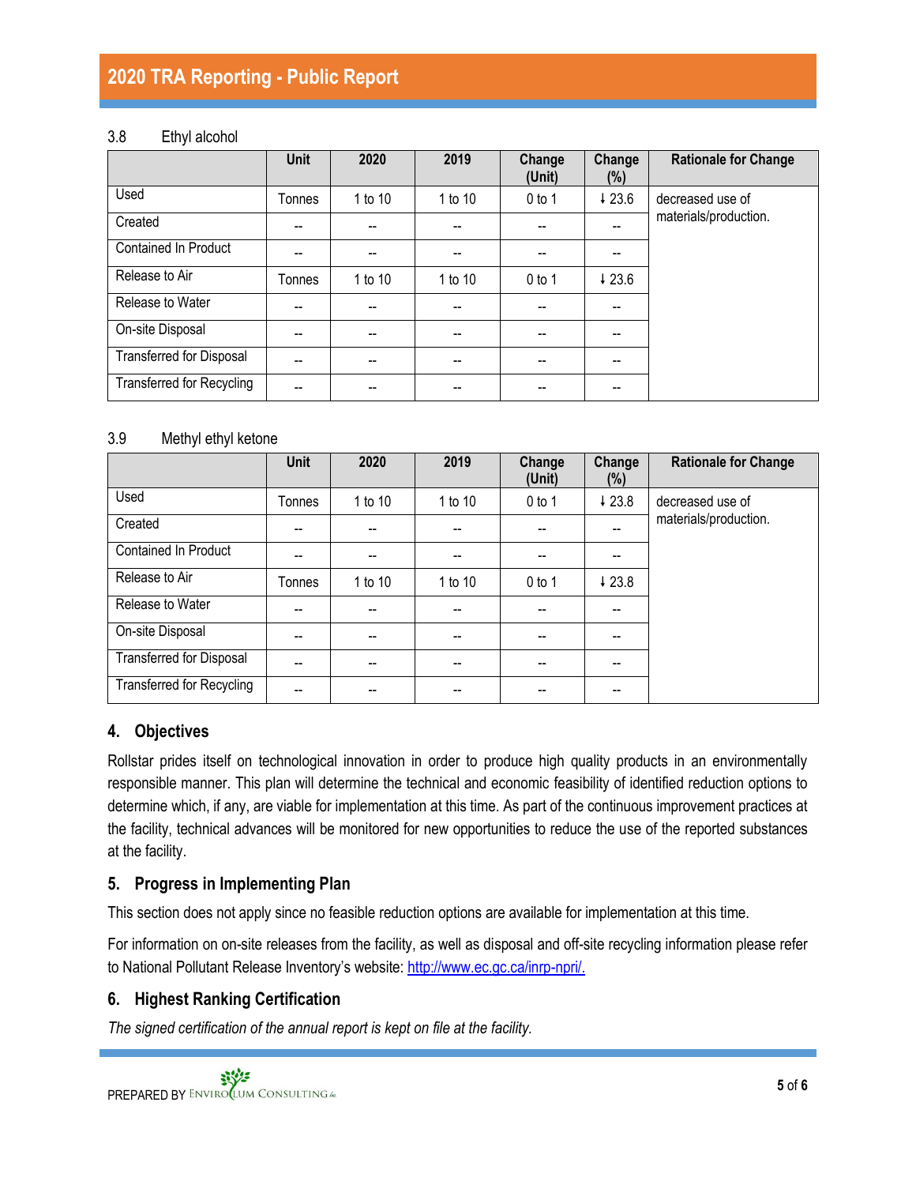### 3.8 Ethyl alcohol

| | Unit | 2020 | 2019 | Change (Unit) | Change (%) | Rationale for Change |
|---|---|---|---|---|---|---|
| Used | Tonnes | 1 to 10 | 1 to 10 | 0 to 1 | ↓ 23.6 | decreased use of materials/production. |
| Created | -- | -- | -- | -- | -- | |
| Contained In Product | -- | -- | -- | -- | -- | |
| Release to Air | Tonnes | 1 to 10 | 1 to 10 | 0 to 1 | ↓ 23.6 | |
| Release to Water | -- | -- | -- | -- | -- | |
| On-site Disposal | -- | -- | -- | -- | -- | |
| Transferred for Disposal | -- | -- | -- | -- | -- | |
| Transferred for Recycling | -- | -- | -- | -- | -- | |

### 3.9 Methyl ethyl ketone

| | Unit | 2020 | 2019 | Change (Unit) | Change (%) | Rationale for Change |
|---|---|---|---|---|---|---|
| Used | Tonnes | 1 to 10 | 1 to 10 | 0 to 1 | ↓ 23.8 | decreased use of materials/production. |
| Created | -- | -- | -- | -- | -- | |
| Contained In Product | -- | -- | -- | -- | -- | |
| Release to Air | Tonnes | 1 to 10 | 1 to 10 | 0 to 1 | ↓ 23.8 | |
| Release to Water | -- | -- | -- | -- | -- | |
| On-site Disposal | -- | -- | -- | -- | -- | |
| Transferred for Disposal | -- | -- | -- | -- | -- | |
| Transferred for Recycling | -- | -- | -- | -- | -- | |

## 4. Objectives

Rollstar prides itself on technological innovation in order to produce high quality products in an environmentally responsible manner. This plan will determine the technical and economic feasibility of identified reduction options to determine which, if any, are viable for implementation at this time. As part of the continuous improvement practices at the facility, technical advances will be monitored for new opportunities to reduce the use of the reported substances at the facility.

## 5. Progress in Implementing Plan

This section does not apply since no feasible reduction options are available for implementation at this time.

For information on on-site releases from the facility, as well as disposal and off-site recycling information please refer to National Pollutant Release Inventory's website: http://www.ec.gc.ca/inrp-npri/.

## 6. Highest Ranking Certification

*The signed certification of the annual report is kept on file at the facility.*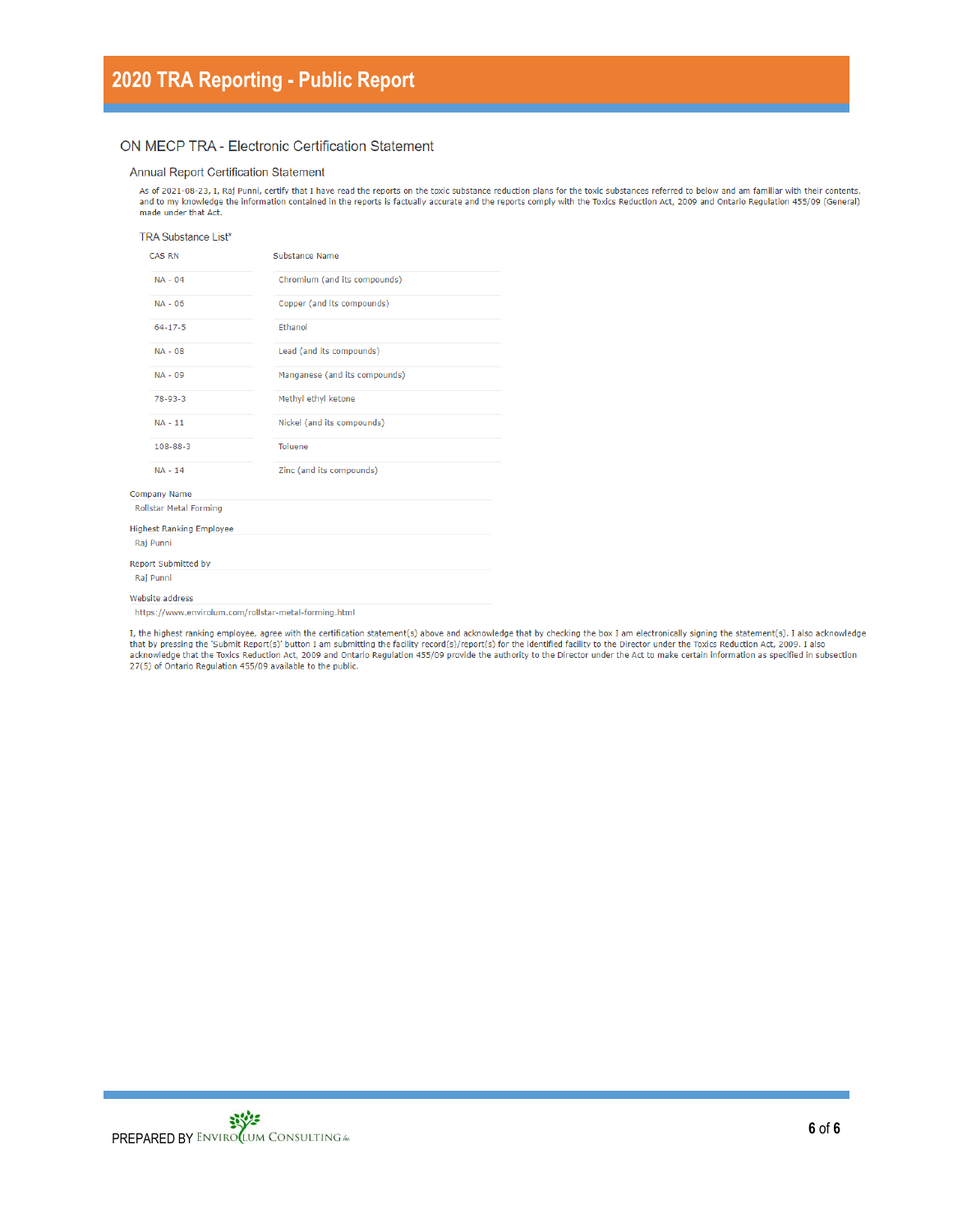## ON MECP TRA - Electronic Certification Statement

### Annual Report Certification Statement

As of 2021-08-23, I, Raj Punni, certify that I have read the reports on the toxic substance reduction plans for the toxic substances referred to below and am familiar with their contents, and to my knowledge the information contained in the reports is factually accurate and the reports comply with the Toxics Reduction Act, 2009 and Ontario Regulation 455/09 (General) made under that Act.

TRA Substance List*

| CAS RN | Substance Name |
|---|---|
| NA - 04 | Chromium (and its compounds) |
| NA - 06 | Copper (and its compounds) |
| 64-17-5 | Ethanol |
| NA - 08 | Lead (and its compounds) |
| NA - 09 | Manganese (and its compounds) |
| 78-93-3 | Methyl ethyl ketone |
| NA - 11 | Nickel (and its compounds) |
| 108-88-3 | Toluene |
| NA - 14 | Zinc (and its compounds) |

Company Name
Rollstar Metal Forming

Highest Ranking Employee
Raj Punni

Report Submitted by
Raj Punni

Website address
https://www.envirolum.com/rollstar-metal-forming.html

I, the highest ranking employee, agree with the certification statement(s) above and acknowledge that by checking the box I am electronically signing the statement(s). I also acknowledge that by pressing the 'Submit Report(s)' button I am submitting the facility record(s)/report(s) for the identified facility to the Director under the Toxics Reduction Act, 2009. I also acknowledge that the Toxics Reduction Act, 2009 and Ontario Regulation 455/09 provide the authority to the Director under the Act to make certain information as specified in subsection 27(5) of Ontario Regulation 455/09 available to the public.